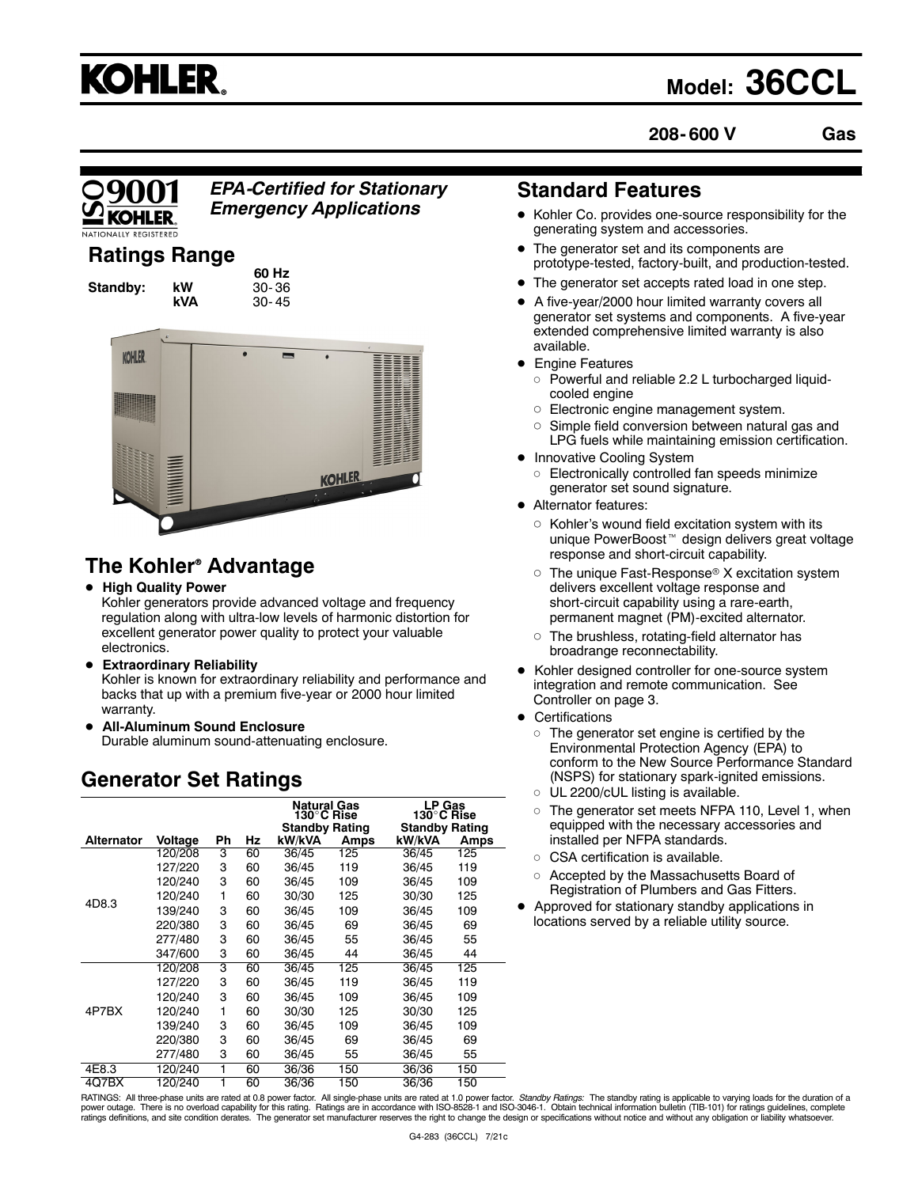# KOHLER.

## Model: 36CCL

**208-600 V** **Gas**

*EPA-Certified for Stationary Emergency Applications*

## Ratings Range

| | | 60 Hz |
|---|---|---|
| **Standby:** | **kW** | 30-36 |
| | **kVA** | 30-45 |

## The Kohler® Advantage

- **High Quality Power**
  Kohler generators provide advanced voltage and frequency regulation along with ultra-low levels of harmonic distortion for excellent generator power quality to protect your valuable electronics.
- **Extraordinary Reliability**
  Kohler is known for extraordinary reliability and performance and backs that up with a premium five-year or 2000 hour limited warranty.
- **All-Aluminum Sound Enclosure**
  Durable aluminum sound-attenuating enclosure.

## Generator Set Ratings

| | | | | Natural Gas 130°C Rise Standby Rating | | LP Gas 130°C Rise Standby Rating | |
|---|---|---|---|---|---|---|---|
| **Alternator** | **Voltage** | **Ph** | **Hz** | **kW/kVA** | **Amps** | **kW/kVA** | **Amps** |
| 4D8.3 | 120/208 | 3 | 60 | 36/45 | 125 | 36/45 | 125 |
| | 127/220 | 3 | 60 | 36/45 | 119 | 36/45 | 119 |
| | 120/240 | 3 | 60 | 36/45 | 109 | 36/45 | 109 |
| | 120/240 | 1 | 60 | 30/30 | 125 | 30/30 | 125 |
| | 139/240 | 3 | 60 | 36/45 | 109 | 36/45 | 109 |
| | 220/380 | 3 | 60 | 36/45 | 69 | 36/45 | 69 |
| | 277/480 | 3 | 60 | 36/45 | 55 | 36/45 | 55 |
| | 347/600 | 3 | 60 | 36/45 | 44 | 36/45 | 44 |
| 4P7BX | 120/208 | 3 | 60 | 36/45 | 125 | 36/45 | 125 |
| | 127/220 | 3 | 60 | 36/45 | 119 | 36/45 | 119 |
| | 120/240 | 3 | 60 | 36/45 | 109 | 36/45 | 109 |
| | 120/240 | 1 | 60 | 30/30 | 125 | 30/30 | 125 |
| | 139/240 | 3 | 60 | 36/45 | 109 | 36/45 | 109 |
| | 220/380 | 3 | 60 | 36/45 | 69 | 36/45 | 69 |
| | 277/480 | 3 | 60 | 36/45 | 55 | 36/45 | 55 |
| 4E8.3 | 120/240 | 1 | 60 | 36/36 | 150 | 36/36 | 150 |
| 4Q7BX | 120/240 | 1 | 60 | 36/36 | 150 | 36/36 | 150 |

## Standard Features

- Kohler Co. provides one-source responsibility for the generating system and accessories.
- The generator set and its components are prototype-tested, factory-built, and production-tested.
- The generator set accepts rated load in one step.
- A five-year/2000 hour limited warranty covers all generator set systems and components. A five-year extended comprehensive limited warranty is also available.
- Engine Features
  - Powerful and reliable 2.2 L turbocharged liquid-cooled engine
  - Electronic engine management system.
  - Simple field conversion between natural gas and LPG fuels while maintaining emission certification.
- Innovative Cooling System
  - Electronically controlled fan speeds minimize generator set sound signature.
- Alternator features:
  - Kohler's wound field excitation system with its unique PowerBoost™ design delivers great voltage response and short-circuit capability.
  - The unique Fast-Response® X excitation system delivers excellent voltage response and short-circuit capability using a rare-earth, permanent magnet (PM)-excited alternator.
  - The brushless, rotating-field alternator has broadrange reconnectability.
- Kohler designed controller for one-source system integration and remote communication. See Controller on page 3.
- Certifications
  - The generator set engine is certified by the Environmental Protection Agency (EPA) to conform to the New Source Performance Standard (NSPS) for stationary spark-ignited emissions.
  - UL 2200/cUL listing is available.
  - The generator set meets NFPA 110, Level 1, when equipped with the necessary accessories and installed per NFPA standards.
  - CSA certification is available.
  - Accepted by the Massachusetts Board of Registration of Plumbers and Gas Fitters.
- Approved for stationary standby applications in locations served by a reliable utility source.

RATINGS: All three-phase units are rated at 0.8 power factor. All single-phase units are rated at 1.0 power factor. *Standby Ratings:* The standby rating is applicable to varying loads for the duration of a power outage. There is no overload capability for this rating. Ratings are in accordance with ISO-8528-1 and ISO-3046-1. Obtain technical information bulletin (TIB-101) for ratings guidelines, complete ratings definitions, and site condition derates. The generator set manufacturer reserves the right to change the design or specifications without notice and without any obligation or liability whatsoever.

G4-283 (36CCL) 7/21c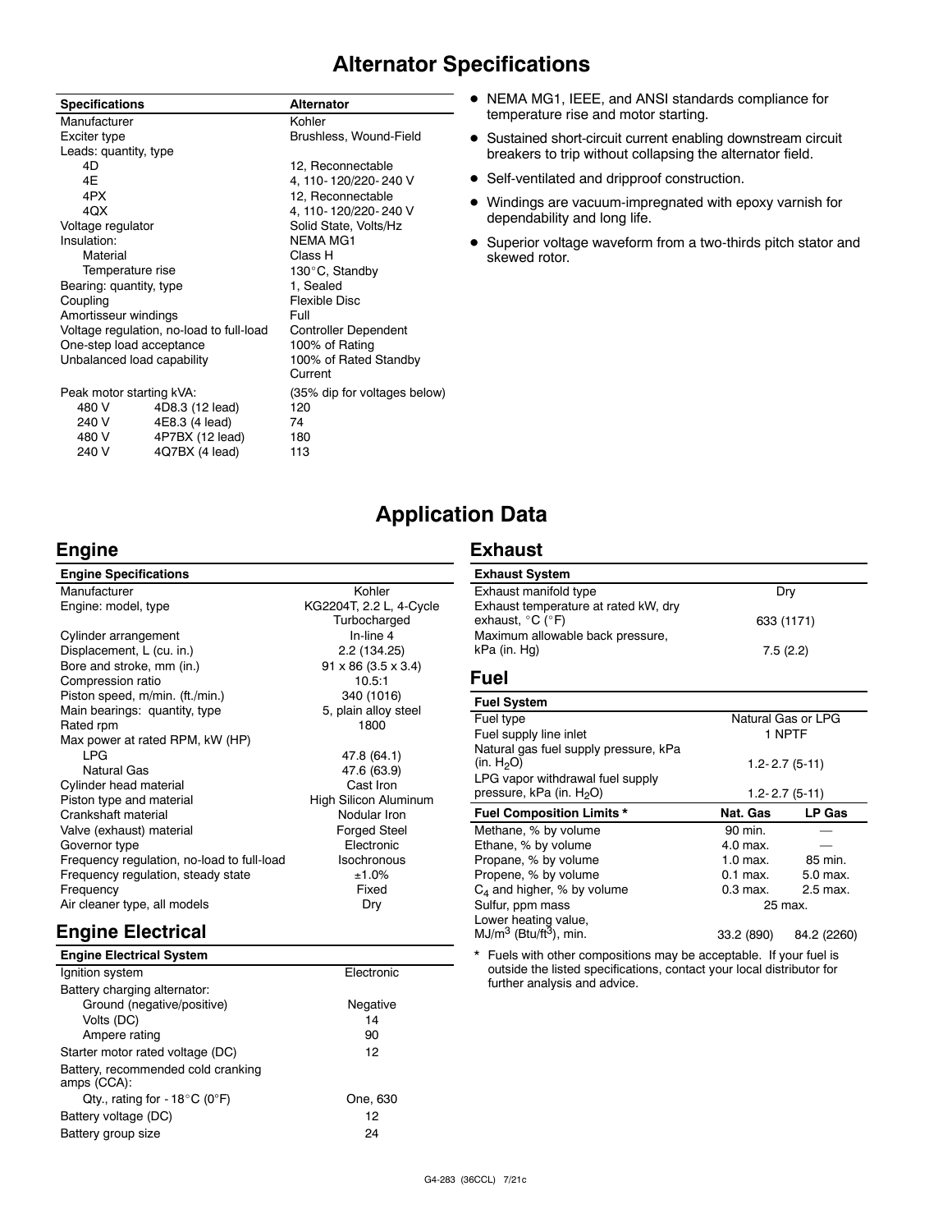# Alternator Specifications

| Specifications | | Alternator |
|---|---|---|
| Manufacturer | | Kohler |
| Exciter type | | Brushless, Wound-Field |
| Leads: quantity, type | | |
| 4D | | 12, Reconnectable |
| 4E | | 4, 110-120/220-240 V |
| 4PX | | 12, Reconnectable |
| 4QX | | 4, 110-120/220-240 V |
| Voltage regulator | | Solid State, Volts/Hz |
| Insulation: | | NEMA MG1 |
| Material | | Class H |
| Temperature rise | | 130°C, Standby |
| Bearing: quantity, type | | 1, Sealed |
| Coupling | | Flexible Disc |
| Amortisseur windings | | Full |
| Voltage regulation, no-load to full-load | | Controller Dependent |
| One-step load acceptance | | 100% of Rating |
| Unbalanced load capability | | 100% of Rated Standby Current |
| Peak motor starting kVA: | | (35% dip for voltages below) |
| 480 V | 4D8.3 (12 lead) | 120 |
| 240 V | 4E8.3 (4 lead) | 74 |
| 480 V | 4P7BX (12 lead) | 180 |
| 240 V | 4Q7BX (4 lead) | 113 |

- NEMA MG1, IEEE, and ANSI standards compliance for temperature rise and motor starting.
- Sustained short-circuit current enabling downstream circuit breakers to trip without collapsing the alternator field.
- Self-ventilated and dripproof construction.
- Windings are vacuum-impregnated with epoxy varnish for dependability and long life.
- Superior voltage waveform from a two-thirds pitch stator and skewed rotor.

# Application Data

## Engine

| Engine Specifications | |
|---|---|
| Manufacturer | Kohler |
| Engine: model, type | KG2204T, 2.2 L, 4-Cycle Turbocharged |
| Cylinder arrangement | In-line 4 |
| Displacement, L (cu. in.) | 2.2 (134.25) |
| Bore and stroke, mm (in.) | 91 x 86 (3.5 x 3.4) |
| Compression ratio | 10.5:1 |
| Piston speed, m/min. (ft./min.) | 340 (1016) |
| Main bearings: quantity, type | 5, plain alloy steel |
| Rated rpm | 1800 |
| Max power at rated RPM, kW (HP) | |
| LPG | 47.8 (64.1) |
| Natural Gas | 47.6 (63.9) |
| Cylinder head material | Cast Iron |
| Piston type and material | High Silicon Aluminum |
| Crankshaft material | Nodular Iron |
| Valve (exhaust) material | Forged Steel |
| Governor type | Electronic |
| Frequency regulation, no-load to full-load | Isochronous |
| Frequency regulation, steady state | ±1.0% |
| Frequency | Fixed |
| Air cleaner type, all models | Dry |

## Engine Electrical

| Engine Electrical System | |
|---|---|
| Ignition system | Electronic |
| Battery charging alternator: | |
| Ground (negative/positive) | Negative |
| Volts (DC) | 14 |
| Ampere rating | 90 |
| Starter motor rated voltage (DC) | 12 |
| Battery, recommended cold cranking amps (CCA): | |
| Qty., rating for -18°C (0°F) | One, 630 |
| Battery voltage (DC) | 12 |
| Battery group size | 24 |

## Exhaust

| Exhaust System | |
|---|---|
| Exhaust manifold type | Dry |
| Exhaust temperature at rated kW, dry exhaust, °C (°F) | 633 (1171) |
| Maximum allowable back pressure, kPa (in. Hg) | 7.5 (2.2) |

## Fuel

| Fuel System | | |
|---|---|---|
| Fuel type | Natural Gas or LPG | |
| Fuel supply line inlet | 1 NPTF | |
| Natural gas fuel supply pressure, kPa (in. $H_2O$) | 1.2-2.7 (5-11) | |
| LPG vapor withdrawal fuel supply pressure, kPa (in. $H_2O$) | 1.2-2.7 (5-11) | |
| **Fuel Composition Limits *** | **Nat. Gas** | **LP Gas** |
| Methane, % by volume | 90 min. | — |
| Ethane, % by volume | 4.0 max. | — |
| Propane, % by volume | 1.0 max. | 85 min. |
| Propene, % by volume | 0.1 max. | 5.0 max. |
| $C_4$ and higher, % by volume | 0.3 max. | 2.5 max. |
| Sulfur, ppm mass | 25 max. | |
| Lower heating value, MJ/$m^3$ (Btu/$ft^3$), min. | 33.2 (890) | 84.2 (2260) |

* Fuels with other compositions may be acceptable. If your fuel is outside the listed specifications, contact your local distributor for further analysis and advice.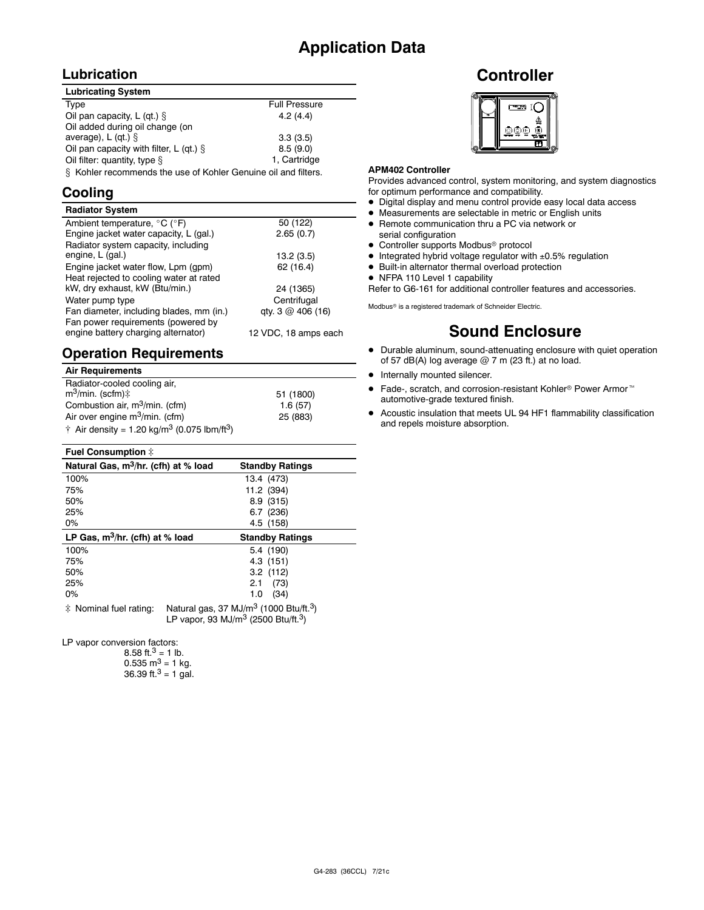# Application Data

## Lubrication

| Lubricating System | |
|---|---|
| Type | Full Pressure |
| Oil pan capacity, L (qt.) § | 4.2 (4.4) |
| Oil added during oil change (on average), L (qt.) § | 3.3 (3.5) |
| Oil pan capacity with filter, L (qt.) § | 8.5 (9.0) |
| Oil filter: quantity, type § | 1, Cartridge |

§ Kohler recommends the use of Kohler Genuine oil and filters.

## Cooling

| Radiator System | |
|---|---|
| Ambient temperature, °C (°F) | 50 (122) |
| Engine jacket water capacity, L (gal.) | 2.65 (0.7) |
| Radiator system capacity, including engine, L (gal.) | 13.2 (3.5) |
| Engine jacket water flow, Lpm (gpm) | 62 (16.4) |
| Heat rejected to cooling water at rated kW, dry exhaust, kW (Btu/min.) | 24 (1365) |
| Water pump type | Centrifugal |
| Fan diameter, including blades, mm (in.) | qty. 3 @ 406 (16) |
| Fan power requirements (powered by engine battery charging alternator) | 12 VDC, 18 amps each |

## Operation Requirements

| Air Requirements | |
|---|---|
| Radiator-cooled cooling air, $m^3$/min. (scfm)‡ | 51 (1800) |
| Combustion air, $m^3$/min. (cfm) | 1.6 (57) |
| Air over engine $m^3$/min. (cfm) | 25 (883) |

† Air density = 1.20 kg/$m^3$ (0.075 lbm/$ft^3$)

**Fuel Consumption ‡**

| Natural Gas, $m^3$/hr. (cfh) at % load | Standby Ratings |
|---|---|
| 100% | 13.4 (473) |
| 75% | 11.2 (394) |
| 50% | 8.9 (315) |
| 25% | 6.7 (236) |
| 0% | 4.5 (158) |

| LP Gas, $m^3$/hr. (cfh) at % load | Standby Ratings |
|---|---|
| 100% | 5.4 (190) |
| 75% | 4.3 (151) |
| 50% | 3.2 (112) |
| 25% | 2.1 (73) |
| 0% | 1.0 (34) |

‡ Nominal fuel rating: Natural gas, 37 MJ/$m^3$ (1000 Btu/ft.$^3$)
LP vapor, 93 MJ/$m^3$ (2500 Btu/ft.$^3$)

LP vapor conversion factors:
8.58 ft.$^3$ = 1 lb.
0.535 $m^3$ = 1 kg.
36.39 ft.$^3$ = 1 gal.

# Controller

**APM402 Controller**

Provides advanced control, system monitoring, and system diagnostics for optimum performance and compatibility.

- Digital display and menu control provide easy local data access
- Measurements are selectable in metric or English units
- Remote communication thru a PC via network or serial configuration
- Controller supports Modbus® protocol
- Integrated hybrid voltage regulator with ±0.5% regulation
- Built-in alternator thermal overload protection
- NFPA 110 Level 1 capability

Refer to G6-161 for additional controller features and accessories.

Modbus® is a registered trademark of Schneider Electric.

# Sound Enclosure

- Durable aluminum, sound-attenuating enclosure with quiet operation of 57 dB(A) log average @ 7 m (23 ft.) at no load.
- Internally mounted silencer.
- Fade-, scratch, and corrosion-resistant Kohler® Power Armor™ automotive-grade textured finish.
- Acoustic insulation that meets UL 94 HF1 flammability classification and repels moisture absorption.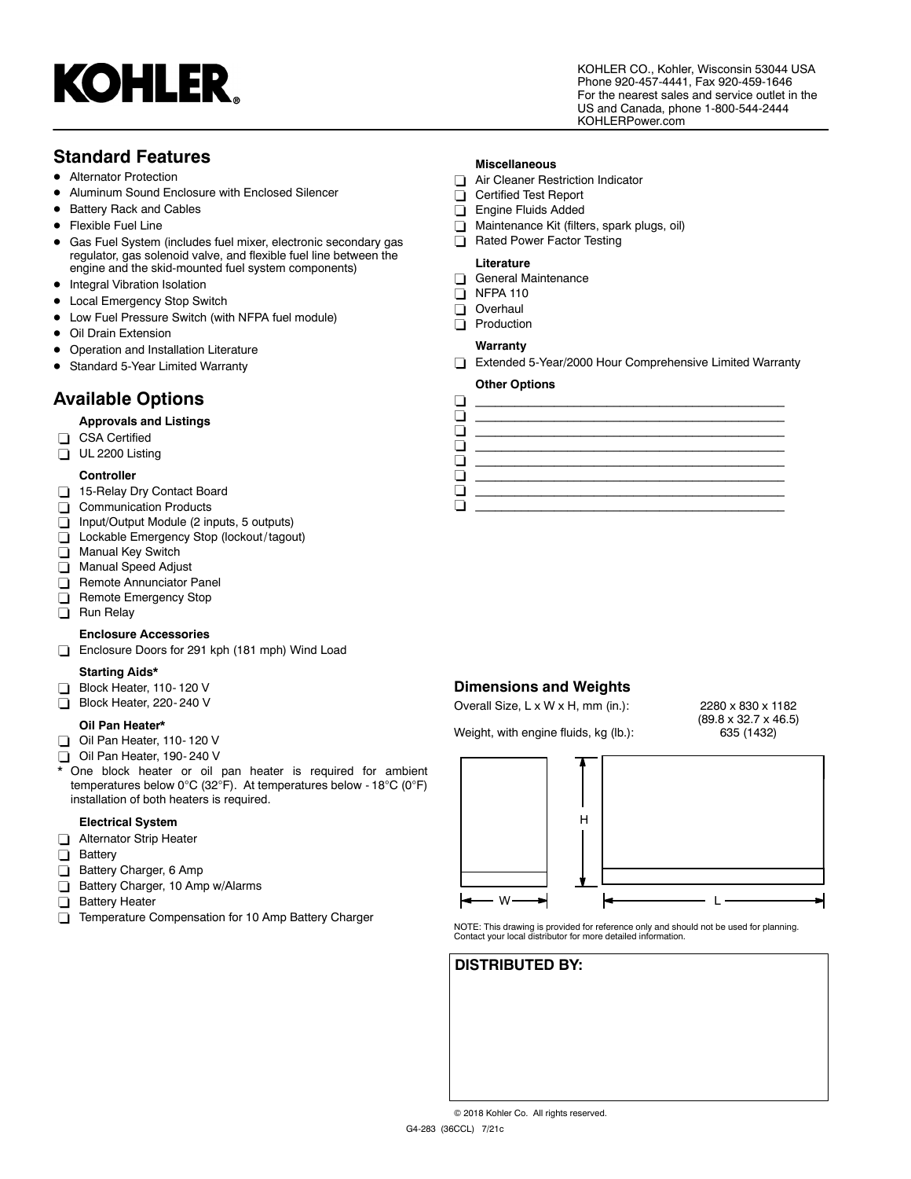KOHLER CO., Kohler, Wisconsin 53044 USA
Phone 920-457-4441, Fax 920-459-1646
For the nearest sales and service outlet in the US and Canada, phone 1-800-544-2444
KOHLERPower.com

## Standard Features

- Alternator Protection
- Aluminum Sound Enclosure with Enclosed Silencer
- Battery Rack and Cables
- Flexible Fuel Line
- Gas Fuel System (includes fuel mixer, electronic secondary gas regulator, gas solenoid valve, and flexible fuel line between the engine and the skid-mounted fuel system components)
- Integral Vibration Isolation
- Local Emergency Stop Switch
- Low Fuel Pressure Switch (with NFPA fuel module)
- Oil Drain Extension
- Operation and Installation Literature
- Standard 5-Year Limited Warranty

## Available Options

### Approvals and Listings

- ☐ CSA Certified
- ☐ UL 2200 Listing

### Controller

- ☐ 15-Relay Dry Contact Board
- ☐ Communication Products
- ☐ Input/Output Module (2 inputs, 5 outputs)
- ☐ Lockable Emergency Stop (lockout/tagout)
- ☐ Manual Key Switch
- ☐ Manual Speed Adjust
- ☐ Remote Annunciator Panel
- ☐ Remote Emergency Stop
- ☐ Run Relay

### Enclosure Accessories

- ☐ Enclosure Doors for 291 kph (181 mph) Wind Load

### Starting Aids*

- ☐ Block Heater, 110-120 V
- ☐ Block Heater, 220-240 V

### Oil Pan Heater*

- ☐ Oil Pan Heater, 110-120 V
- ☐ Oil Pan Heater, 190-240 V

\* One block heater or oil pan heater is required for ambient temperatures below 0°C (32°F). At temperatures below -18°C (0°F) installation of both heaters is required.

### Electrical System

- ☐ Alternator Strip Heater
- ☐ Battery
- ☐ Battery Charger, 6 Amp
- ☐ Battery Charger, 10 Amp w/Alarms
- ☐ Battery Heater
- ☐ Temperature Compensation for 10 Amp Battery Charger

### Miscellaneous

- ☐ Air Cleaner Restriction Indicator
- ☐ Certified Test Report
- ☐ Engine Fluids Added
- ☐ Maintenance Kit (filters, spark plugs, oil)
- ☐ Rated Power Factor Testing

### Literature

- ☐ General Maintenance
- ☐ NFPA 110
- ☐ Overhaul
- ☐ Production

### Warranty

- ☐ Extended 5-Year/2000 Hour Comprehensive Limited Warranty

### Other Options

- ☐ ____________________________________________
- ☐ ____________________________________________
- ☐ ____________________________________________
- ☐ ____________________________________________
- ☐ ____________________________________________
- ☐ ____________________________________________
- ☐ ____________________________________________
- ☐ ____________________________________________

## Dimensions and Weights

| | |
|---|---|
| Overall Size, L x W x H, mm (in.): | 2280 x 830 x 1182 (89.8 x 32.7 x 46.5) |
| Weight, with engine fluids, kg (lb.): | 635 (1432) |

H

W

L

NOTE: This drawing is provided for reference only and should not be used for planning. Contact your local distributor for more detailed information.

**DISTRIBUTED BY:**

© 2018 Kohler Co. All rights reserved.

G4-283 (36CCL) 7/21c